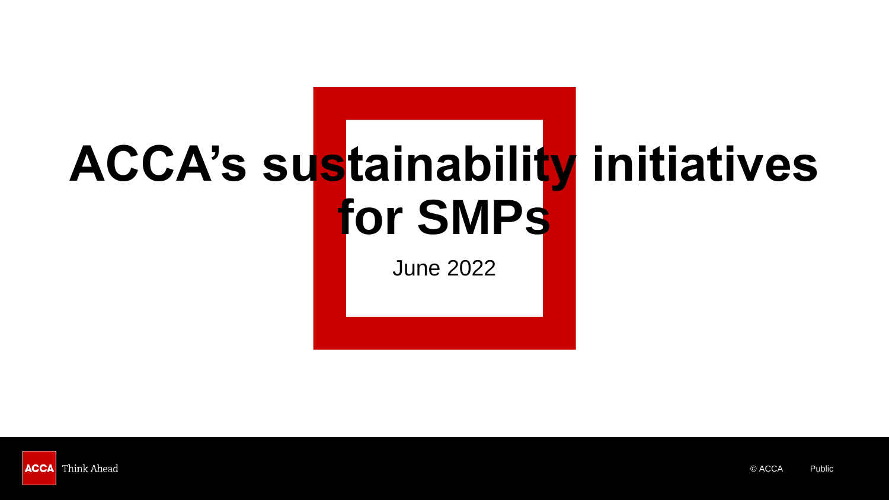# ACCA's sustainability initiatives for SMPs

June 2022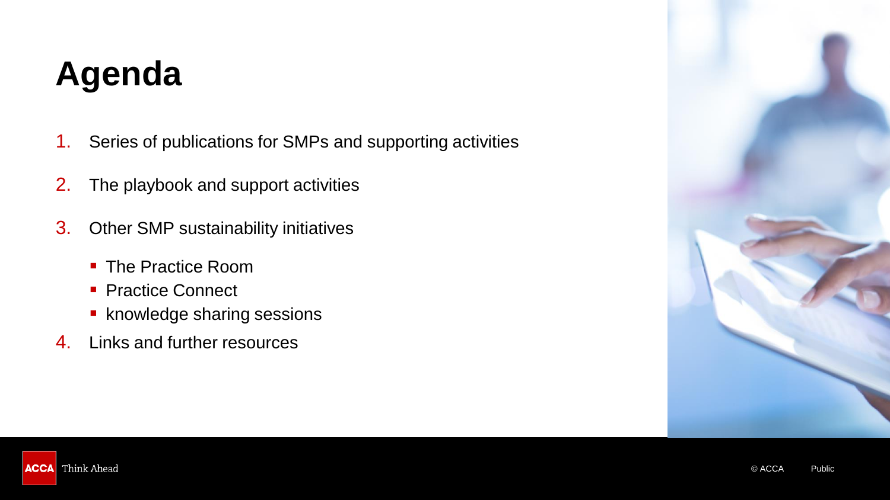# Agenda

1. Series of publications for SMPs and supporting activities
2. The playbook and support activities
3. Other SMP sustainability initiatives
   - The Practice Room
   - Practice Connect
   - knowledge sharing sessions
4. Links and further resources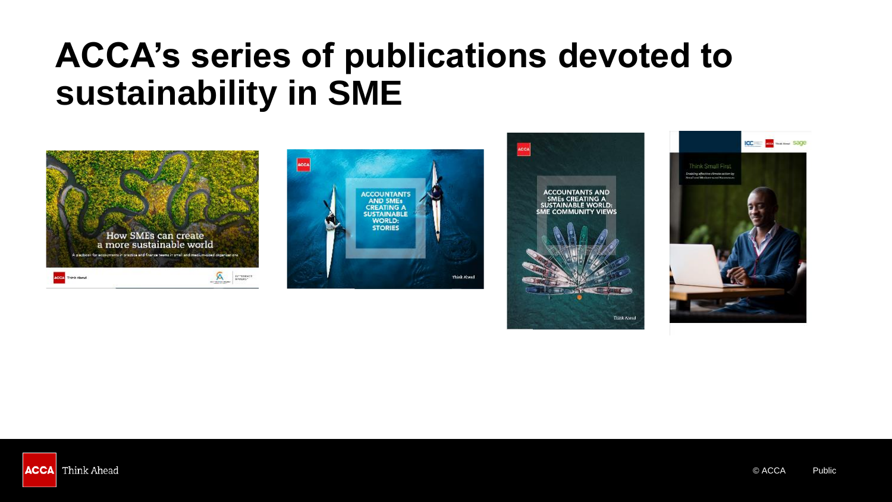# ACCA's series of publications devoted to sustainability in SME

How SMEs can create a more sustainable world

A playbook for accountants in practice and finance teams in small and medium-sized organisations

ACCOUNTANTS AND SMEs CREATING A SUSTAINABLE WORLD: STORIES

ACCOUNTANTS AND SMEs CREATING A SUSTAINABLE WORLD: SME COMMUNITY VIEWS

Think Small First

Enabling effective climate action by Small and Medium-sized Enterprises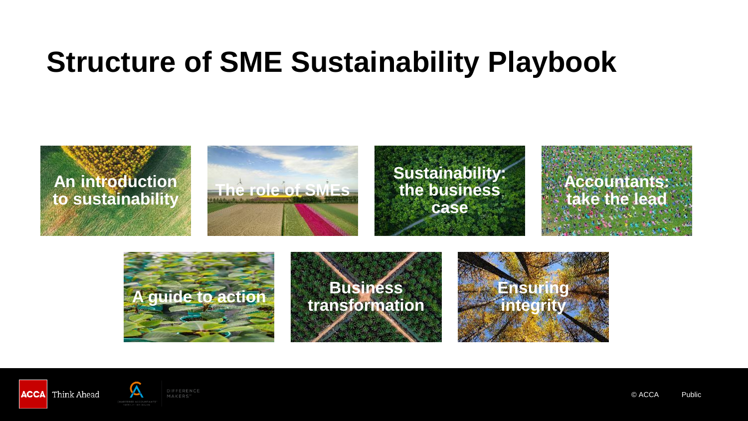# Structure of SME Sustainability Playbook

- An introduction to sustainability
- The role of SMEs
- Sustainability: the business case
- Accountants: take the lead
- A guide to action
- Business transformation
- Ensuring integrity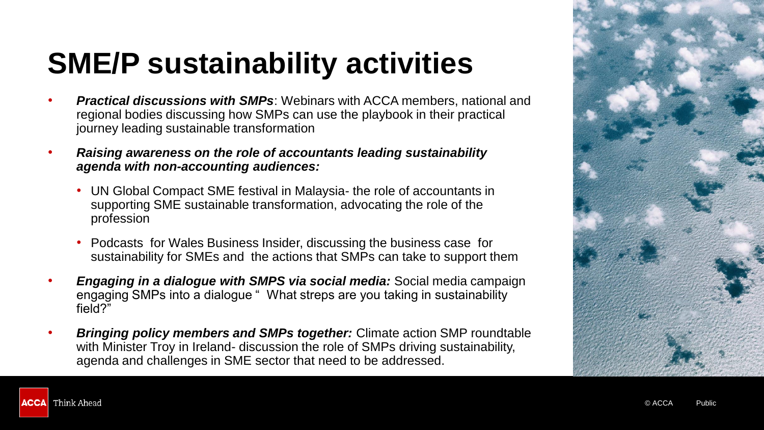# SME/P sustainability activities

- ***Practical discussions with SMPs***: Webinars with ACCA members, national and regional bodies discussing how SMPs can use the playbook in their practical journey leading sustainable transformation
- ***Raising awareness on the role of accountants leading sustainability agenda with non-accounting audiences:***
  - UN Global Compact SME festival in Malaysia- the role of accountants in supporting SME sustainable transformation, advocating the role of the profession
  - Podcasts for Wales Business Insider, discussing the business case for sustainability for SMEs and the actions that SMPs can take to support them
- ***Engaging in a dialogue with SMPS via social media:*** Social media campaign engaging SMPs into a dialogue " What streps are you taking in sustainability field?"
- ***Bringing policy members and SMPs together:*** Climate action SMP roundtable with Minister Troy in Ireland- discussion the role of SMPs driving sustainability, agenda and challenges in SME sector that need to be addressed.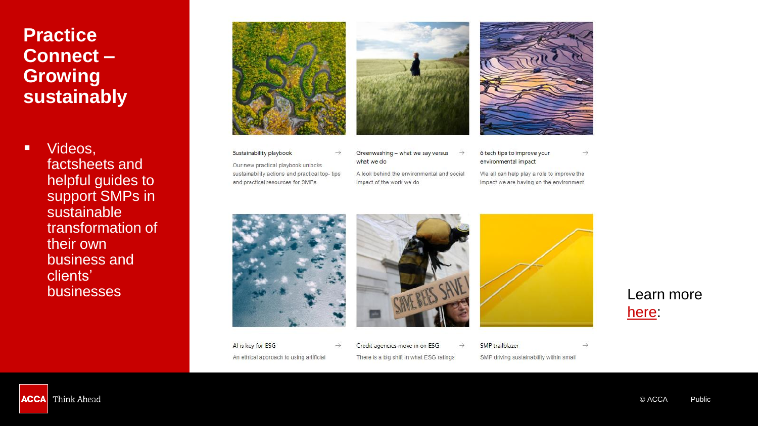# Practice Connect – Growing sustainably

- Videos, factsheets and helpful guides to support SMPs in sustainable transformation of their own business and clients' businesses

Sustainability playbook →

Our new practical playbook unlocks sustainability actions and practical top- tips and practical resources for SMPs

Greenwashing – what we say versus what we do →

A look behind the environmental and social impact of the work we do

6 tech tips to improve your environmental impact →

We all can help play a role to improve the impact we are having on the environment

AI is key for ESG →

An ethical approach to using artificial

Credit agencies move in on ESG →

There is a big shift in what ESG ratings

SMP trailblazer →

SMP driving sustainability within small

Learn more here:

ACCA Think Ahead

© ACCA Public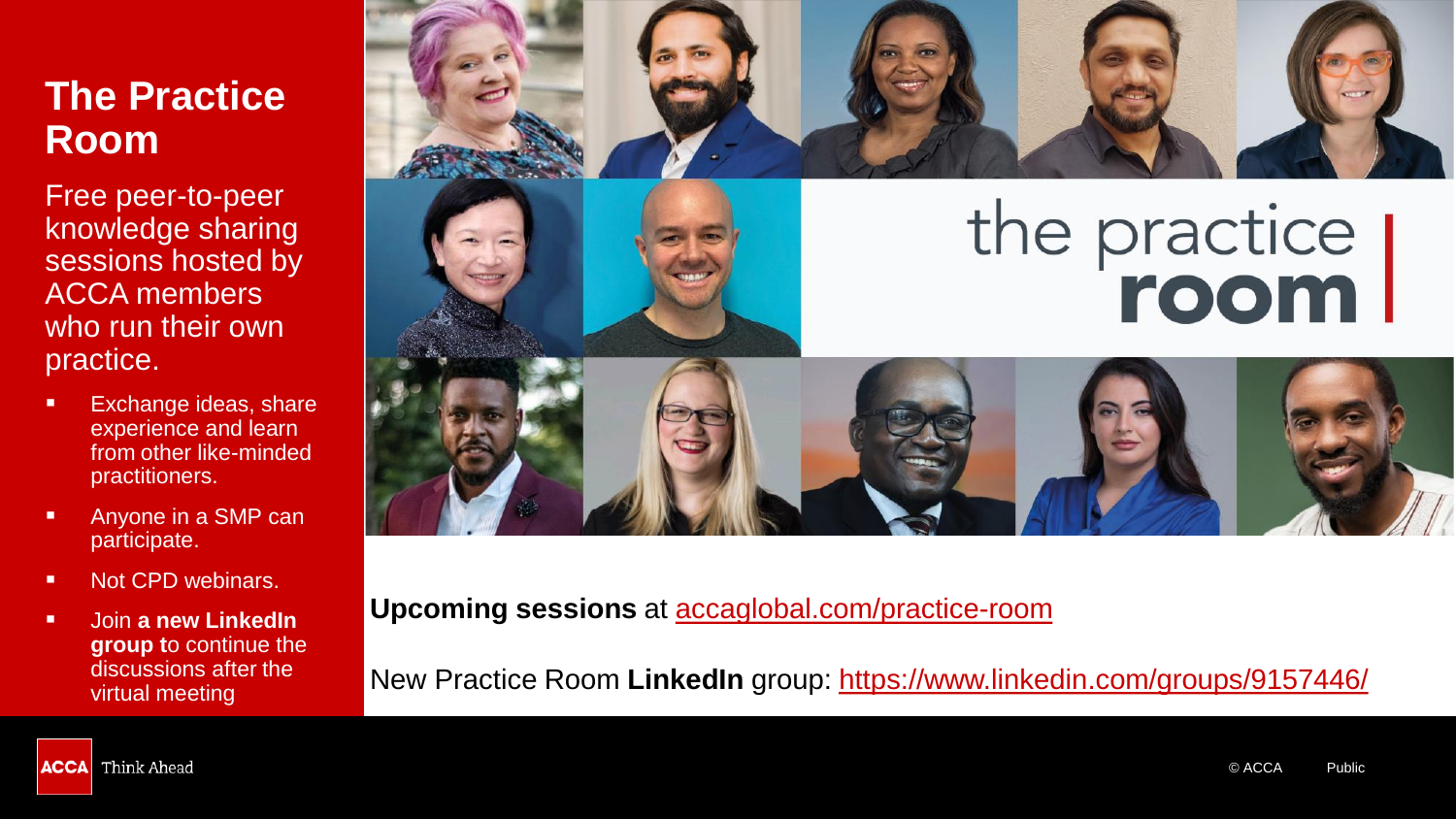# The Practice Room

Free peer-to-peer knowledge sharing sessions hosted by ACCA members who run their own practice.

- Exchange ideas, share experience and learn from other like-minded practitioners.
- Anyone in a SMP can participate.
- Not CPD webinars.
- Join **a new LinkedIn group t**o continue the discussions after the virtual meeting

the practice **room**

**Upcoming sessions** at accaglobal.com/practice-room

New Practice Room **LinkedIn** group: https://www.linkedin.com/groups/9157446/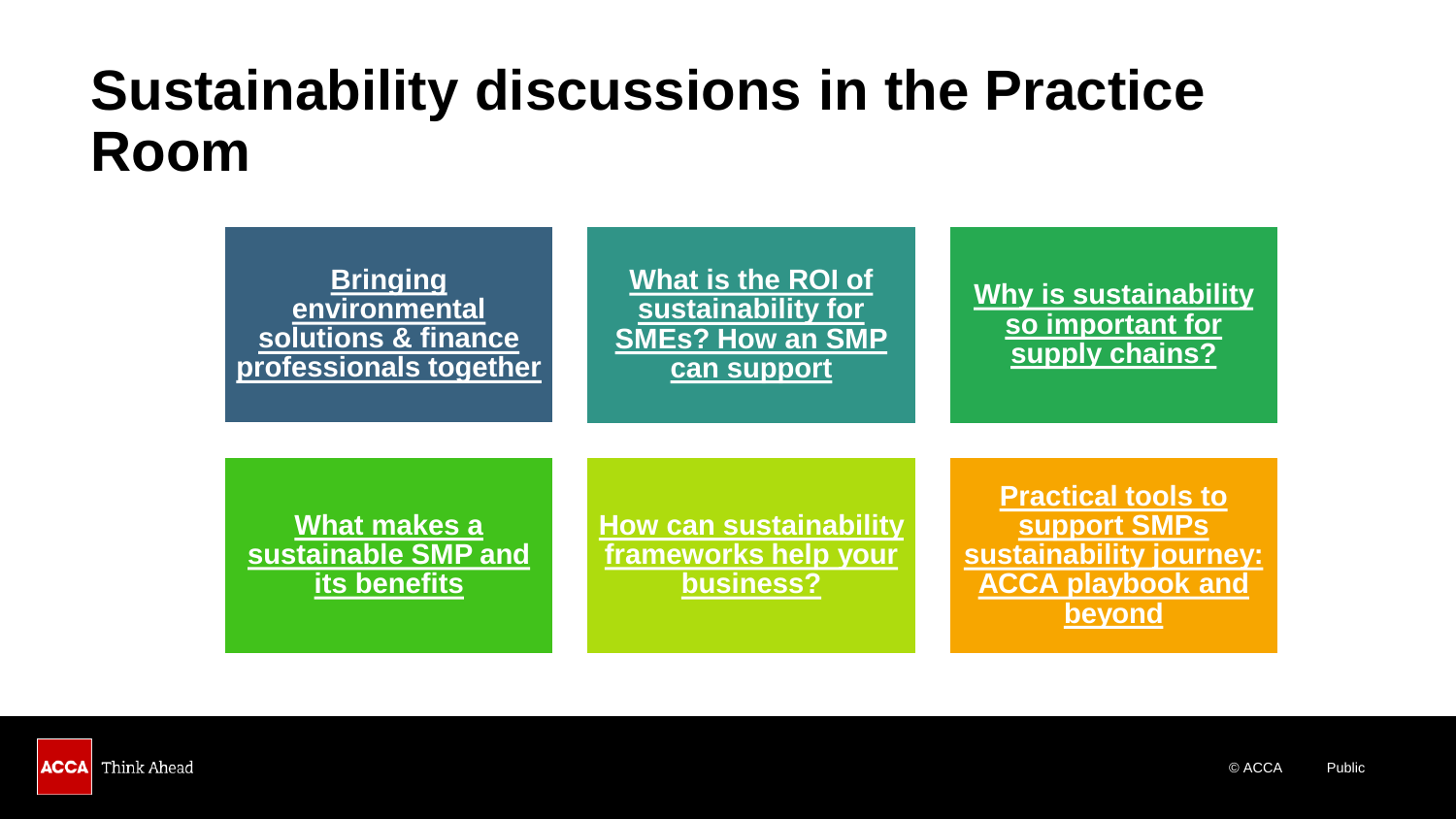# Sustainability discussions in the Practice Room

- Bringing environmental solutions & finance professionals together
- What is the ROI of sustainability for SMEs? How an SMP can support
- Why is sustainability so important for supply chains?
- What makes a sustainable SMP and its benefits
- How can sustainability frameworks help your business?
- Practical tools to support SMPs sustainability journey: ACCA playbook and beyond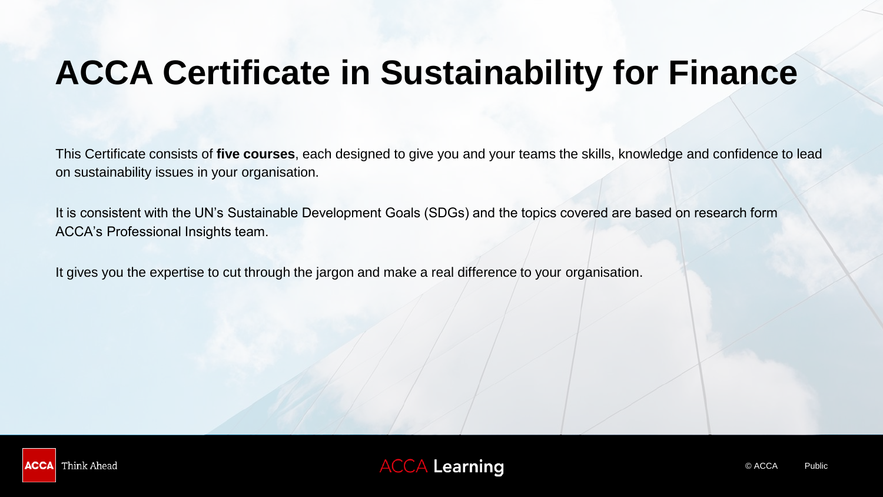# ACCA Certificate in Sustainability for Finance

This Certificate consists of **five courses**, each designed to give you and your teams the skills, knowledge and confidence to lead on sustainability issues in your organisation.

It is consistent with the UN's Sustainable Development Goals (SDGs) and the topics covered are based on research form ACCA's Professional Insights team.

It gives you the expertise to cut through the jargon and make a real difference to your organisation.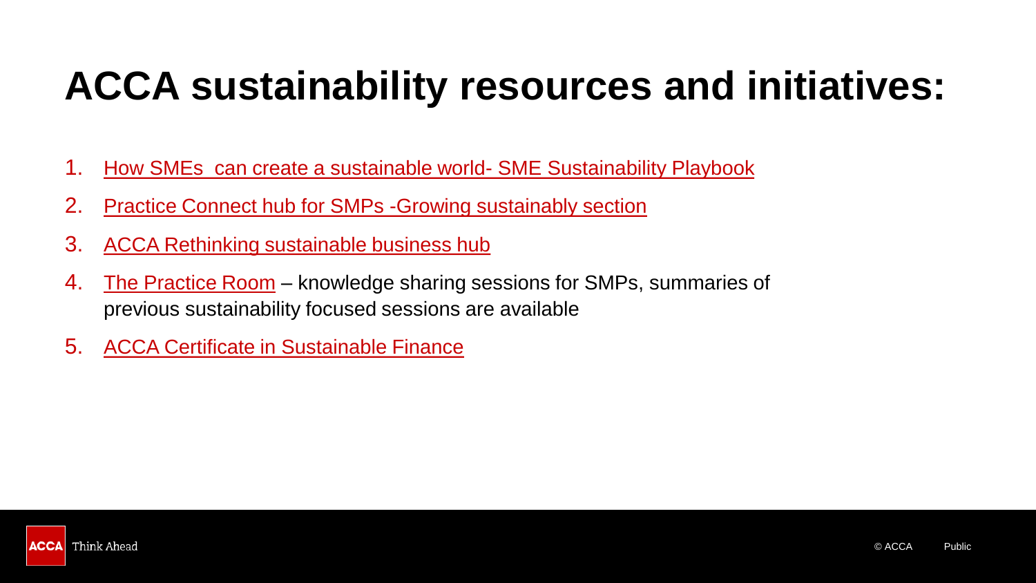# ACCA sustainability resources and initiatives:

1. How SMEs  can create a sustainable world- SME Sustainability Playbook
2. Practice Connect hub for SMPs -Growing sustainably section
3. ACCA Rethinking sustainable business hub
4. The Practice Room – knowledge sharing sessions for SMPs, summaries of previous sustainability focused sessions are available
5. ACCA Certificate in Sustainable Finance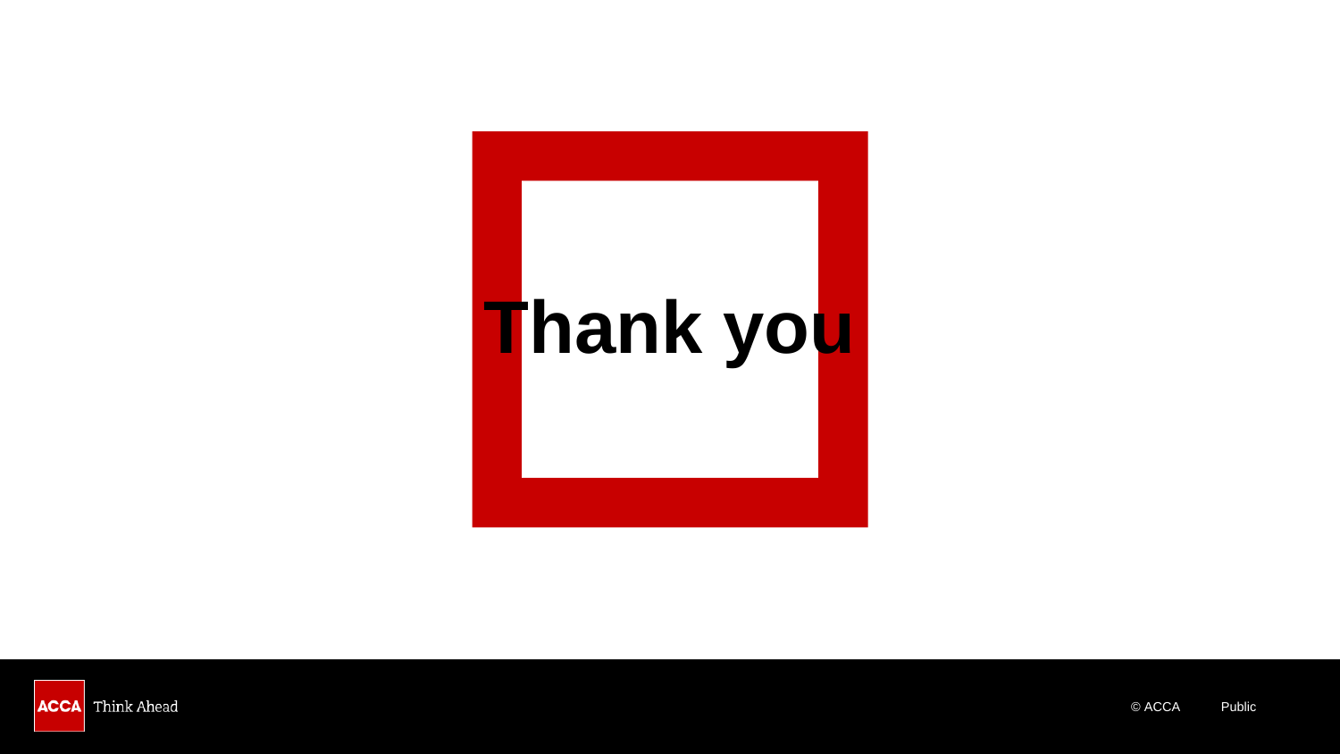# Thank you